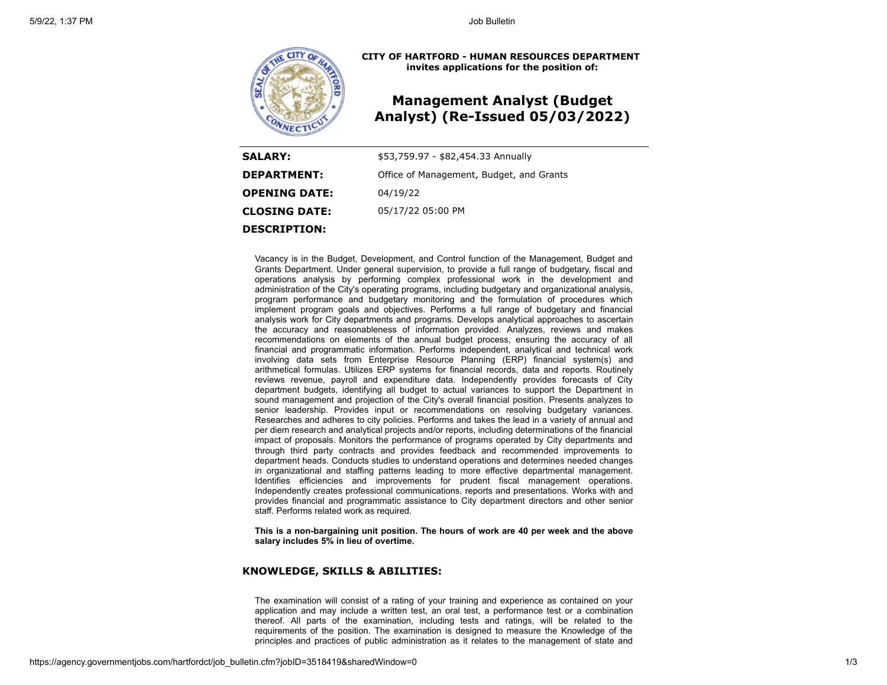CITY OF HARTFORD - HUMAN RESOURCES DEPARTMENT
invites applications for the position of:

# Management Analyst (Budget Analyst) (Re-Issued 05/03/2022)

| | |
|---|---|
| **SALARY:** | $53,759.97 - $82,454.33 Annually |
| **DEPARTMENT:** | Office of Management, Budget, and Grants |
| **OPENING DATE:** | 04/19/22 |
| **CLOSING DATE:** | 05/17/22 05:00 PM |

**DESCRIPTION:**

Vacancy is in the Budget, Development, and Control function of the Management, Budget and Grants Department. Under general supervision, to provide a full range of budgetary, fiscal and operations analysis by performing complex professional work in the development and administration of the City's operating programs, including budgetary and organizational analysis, program performance and budgetary monitoring and the formulation of procedures which implement program goals and objectives. Performs a full range of budgetary and financial analysis work for City departments and programs. Develops analytical approaches to ascertain the accuracy and reasonableness of information provided. Analyzes, reviews and makes recommendations on elements of the annual budget process, ensuring the accuracy of all financial and programmatic information. Performs independent, analytical and technical work involving data sets from Enterprise Resource Planning (ERP) financial system(s) and arithmetical formulas. Utilizes ERP systems for financial records, data and reports. Routinely reviews revenue, payroll and expenditure data. Independently provides forecasts of City department budgets, identifying all budget to actual variances to support the Department in sound management and projection of the City's overall financial position. Presents analyzes to senior leadership. Provides input or recommendations on resolving budgetary variances. Researches and adheres to city policies. Performs and takes the lead in a variety of annual and per diem research and analytical projects and/or reports, including determinations of the financial impact of proposals. Monitors the performance of programs operated by City departments and through third party contracts and provides feedback and recommended improvements to department heads. Conducts studies to understand operations and determines needed changes in organizational and staffing patterns leading to more effective departmental management. Identifies efficiencies and improvements for prudent fiscal management operations. Independently creates professional communications, reports and presentations. Works with and provides financial and programmatic assistance to City department directors and other senior staff. Performs related work as required.

**This is a non-bargaining unit position. The hours of work are 40 per week and the above salary includes 5% in lieu of overtime.**

## KNOWLEDGE, SKILLS & ABILITIES:

The examination will consist of a rating of your training and experience as contained on your application and may include a written test, an oral test, a performance test or a combination thereof. All parts of the examination, including tests and ratings, will be related to the requirements of the position. The examination is designed to measure the Knowledge of the principles and practices of public administration as it relates to the management of state and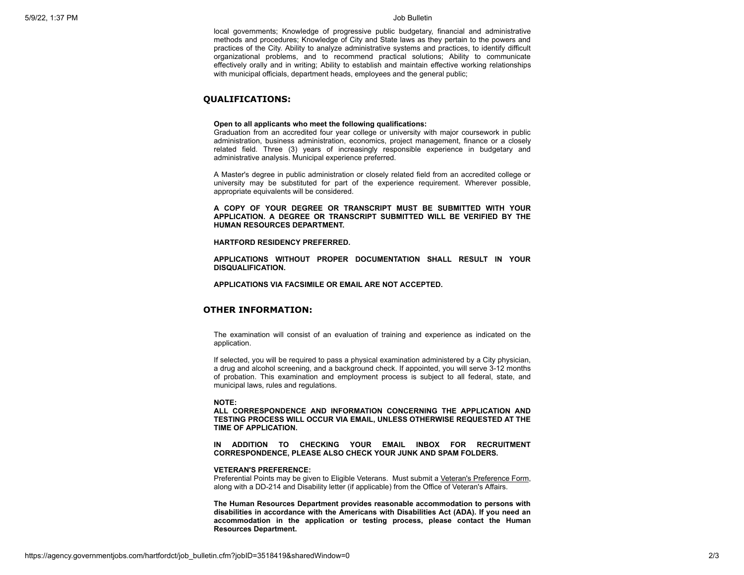local governments; Knowledge of progressive public budgetary, financial and administrative methods and procedures; Knowledge of City and State laws as they pertain to the powers and practices of the City. Ability to analyze administrative systems and practices, to identify difficult organizational problems, and to recommend practical solutions; Ability to communicate effectively orally and in writing; Ability to establish and maintain effective working relationships with municipal officials, department heads, employees and the general public;

## QUALIFICATIONS:

**Open to all applicants who meet the following qualifications:**
Graduation from an accredited four year college or university with major coursework in public administration, business administration, economics, project management, finance or a closely related field. Three (3) years of increasingly responsible experience in budgetary and administrative analysis. Municipal experience preferred.

A Master's degree in public administration or closely related field from an accredited college or university may be substituted for part of the experience requirement. Wherever possible, appropriate equivalents will be considered.

**A COPY OF YOUR DEGREE OR TRANSCRIPT MUST BE SUBMITTED WITH YOUR APPLICATION. A DEGREE OR TRANSCRIPT SUBMITTED WILL BE VERIFIED BY THE HUMAN RESOURCES DEPARTMENT.**

**HARTFORD RESIDENCY PREFERRED.**

**APPLICATIONS WITHOUT PROPER DOCUMENTATION SHALL RESULT IN YOUR DISQUALIFICATION.**

**APPLICATIONS VIA FACSIMILE OR EMAIL ARE NOT ACCEPTED.**

## OTHER INFORMATION:

The examination will consist of an evaluation of training and experience as indicated on the application.

If selected, you will be required to pass a physical examination administered by a City physician, a drug and alcohol screening, and a background check. If appointed, you will serve 3-12 months of probation. This examination and employment process is subject to all federal, state, and municipal laws, rules and regulations.

**NOTE:**
**ALL CORRESPONDENCE AND INFORMATION CONCERNING THE APPLICATION AND TESTING PROCESS WILL OCCUR VIA EMAIL, UNLESS OTHERWISE REQUESTED AT THE TIME OF APPLICATION.**

**IN ADDITION TO CHECKING YOUR EMAIL INBOX FOR RECRUITMENT CORRESPONDENCE, PLEASE ALSO CHECK YOUR JUNK AND SPAM FOLDERS.**

**VETERAN'S PREFERENCE:**
Preferential Points may be given to Eligible Veterans. Must submit a Veteran's Preference Form, along with a DD-214 and Disability letter (if applicable) from the Office of Veteran's Affairs.

**The Human Resources Department provides reasonable accommodation to persons with disabilities in accordance with the Americans with Disabilities Act (ADA). If you need an accommodation in the application or testing process, please contact the Human Resources Department.**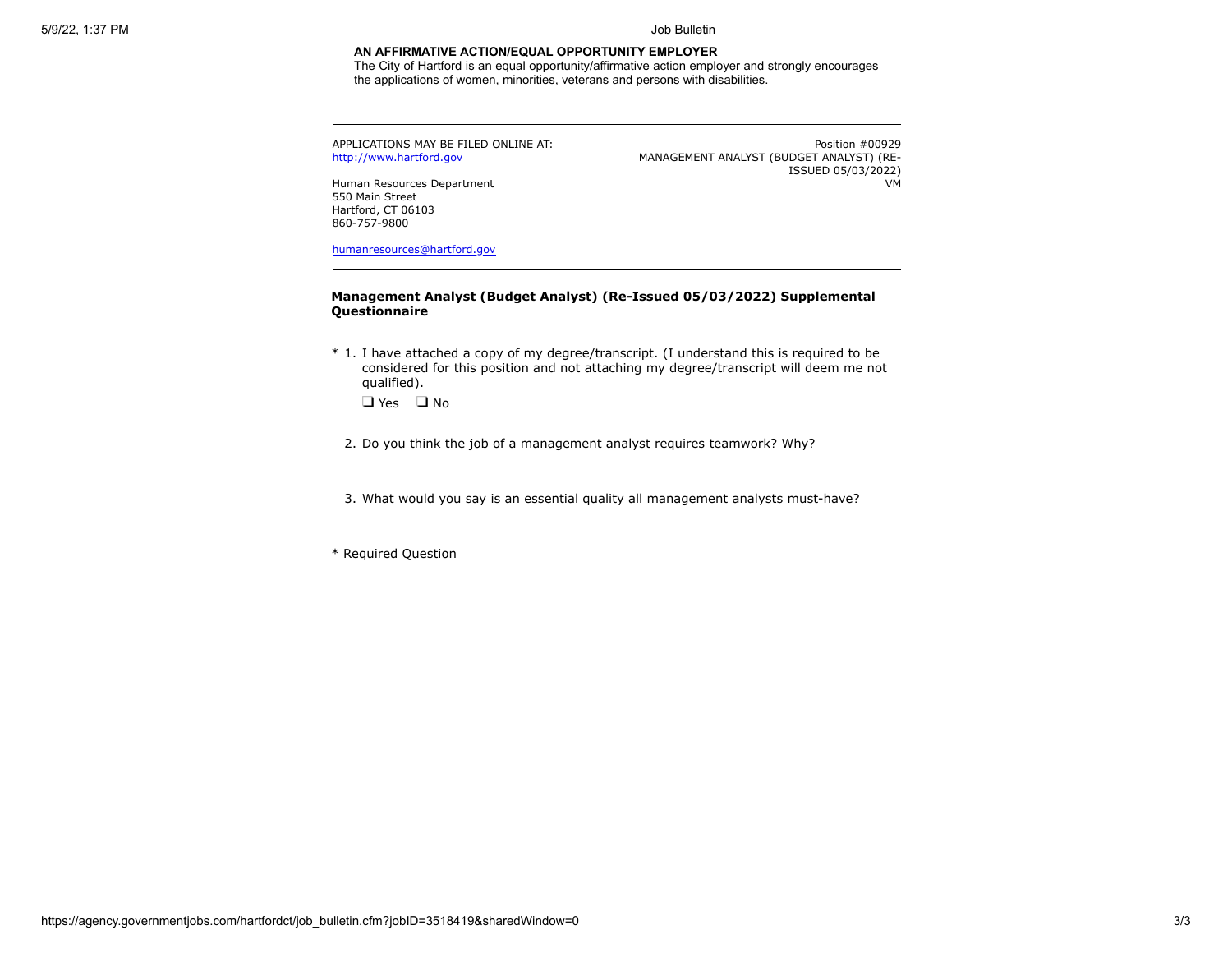**AN AFFIRMATIVE ACTION/EQUAL OPPORTUNITY EMPLOYER**
The City of Hartford is an equal opportunity/affirmative action employer and strongly encourages the applications of women, minorities, veterans and persons with disabilities.

---

APPLICATIONS MAY BE FILED ONLINE AT:
[http://www.hartford.gov](http://www.hartford.gov)

Position #00929
MANAGEMENT ANALYST (BUDGET ANALYST) (RE-ISSUED 05/03/2022)
VM

Human Resources Department
550 Main Street
Hartford, CT 06103
860-757-9800

[humanresources@hartford.gov](mailto:humanresources@hartford.gov)

---

**Management Analyst (Budget Analyst) (Re-Issued 05/03/2022) Supplemental Questionnaire**

\* 1. I have attached a copy of my degree/transcript. (I understand this is required to be considered for this position and not attaching my degree/transcript will deem me not qualified).

☐ Yes ☐ No

2. Do you think the job of a management analyst requires teamwork? Why?

3. What would you say is an essential quality all management analysts must-have?

\* Required Question